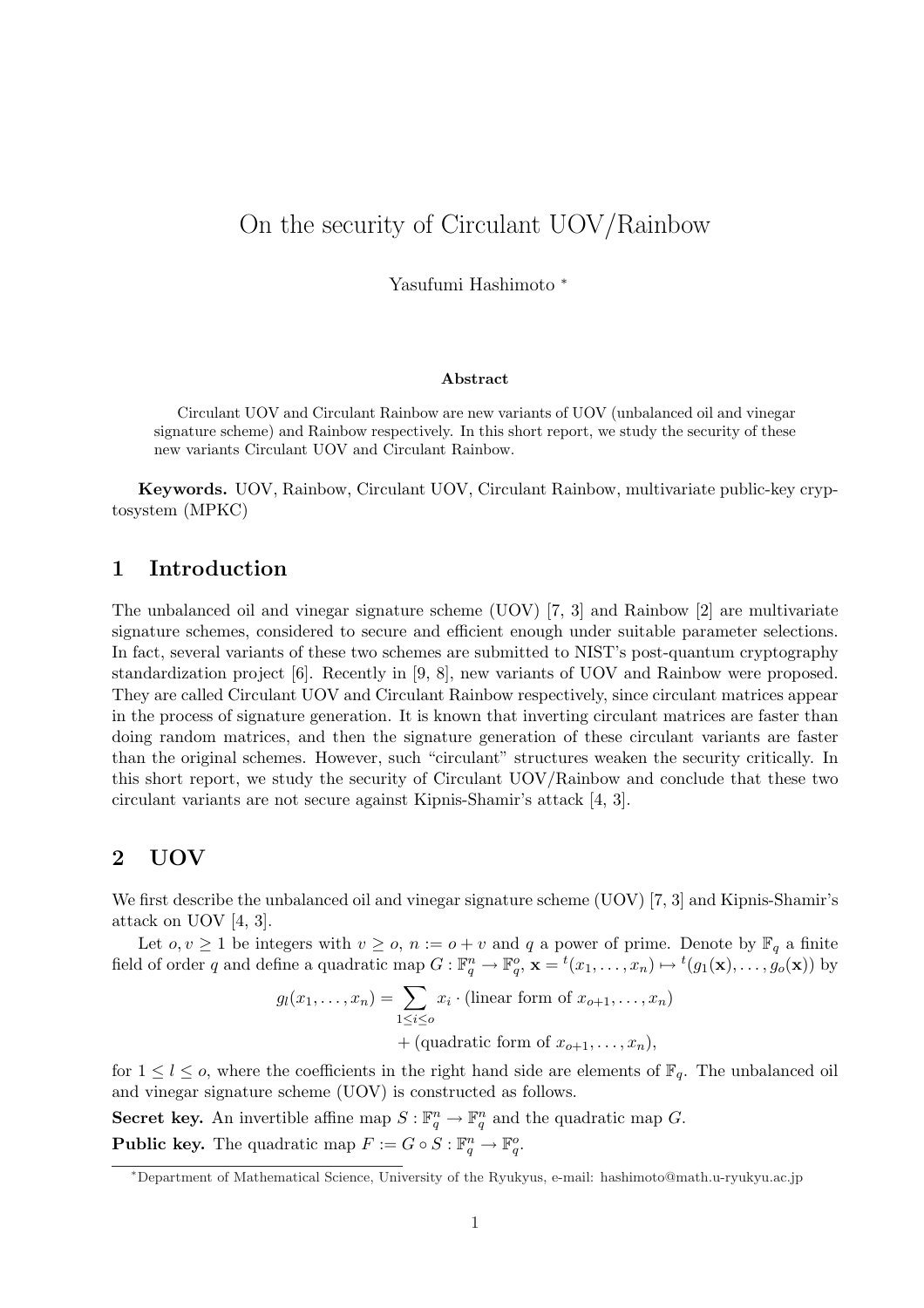# On the security of Circulant UOV/Rainbow

Yasufumi Hashimoto *

**Abstract**

Circulant UOV and Circulant Rainbow are new variants of UOV (unbalanced oil and vinegar signature scheme) and Rainbow respectively. In this short report, we study the security of these new variants Circulant UOV and Circulant Rainbow.

**Keywords.** UOV, Rainbow, Circulant UOV, Circulant Rainbow, multivariate public-key cryptosystem (MPKC)

## 1 Introduction

The unbalanced oil and vinegar signature scheme (UOV) [7, 3] and Rainbow [2] are multivariate signature schemes, considered to secure and efficient enough under suitable parameter selections. In fact, several variants of these two schemes are submitted to NIST's post-quantum cryptography standardization project [6]. Recently in [9, 8], new variants of UOV and Rainbow were proposed. They are called Circulant UOV and Circulant Rainbow respectively, since circulant matrices appear in the process of signature generation. It is known that inverting circulant matrices are faster than doing random matrices, and then the signature generation of these circulant variants are faster than the original schemes. However, such "circulant" structures weaken the security critically. In this short report, we study the security of Circulant UOV/Rainbow and conclude that these two circulant variants are not secure against Kipnis-Shamir's attack [4, 3].

## 2 UOV

We first describe the unbalanced oil and vinegar signature scheme (UOV) [7, 3] and Kipnis-Shamir's attack on UOV [4, 3].

Let $o, v \geq 1$ be integers with $v \geq o$, $n := o + v$ and $q$ a power of prime. Denote by $\mathbb{F}_q$ a finite field of order $q$ and define a quadratic map $G : \mathbb{F}_q^n \to \mathbb{F}_q^o$, $\mathbf{x} = {}^t(x_1, \ldots, x_n) \mapsto {}^t(g_1(\mathbf{x}), \ldots, g_o(\mathbf{x}))$ by

$$g_l(x_1, \ldots, x_n) = \sum_{1 \leq i \leq o} x_i \cdot (\text{linear form of } x_{o+1}, \ldots, x_n) + (\text{quadratic form of } x_{o+1}, \ldots, x_n),$$

for $1 \leq l \leq o$, where the coefficients in the right hand side are elements of $\mathbb{F}_q$. The unbalanced oil and vinegar signature scheme (UOV) is constructed as follows.

**Secret key.** An invertible affine map $S : \mathbb{F}_q^n \to \mathbb{F}_q^n$ and the quadratic map $G$.

**Public key.** The quadratic map $F := G \circ S : \mathbb{F}_q^n \to \mathbb{F}_q^o$.

*Department of Mathematical Science, University of the Ryukyus, e-mail: hashimoto@math.u-ryukyu.ac.jp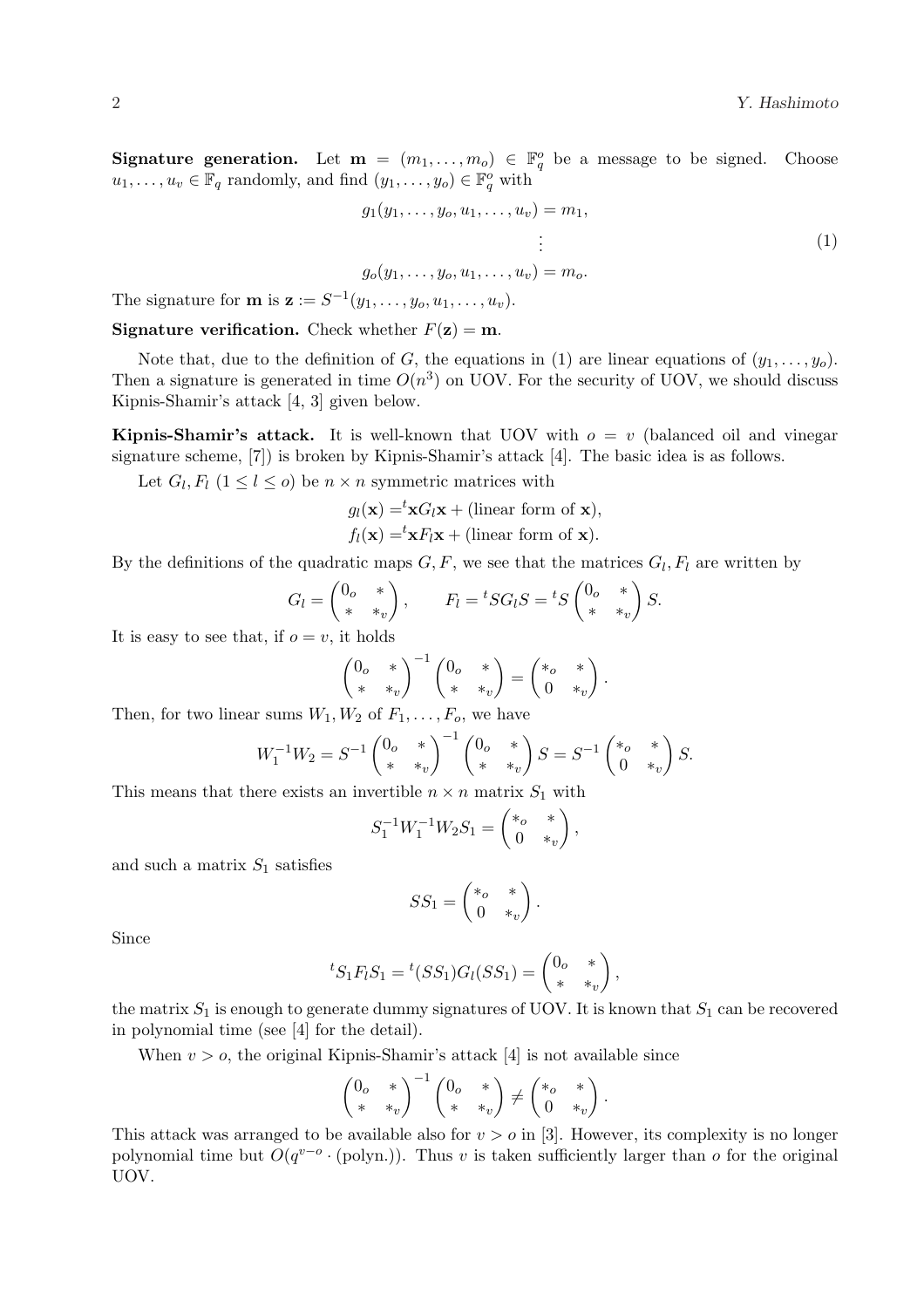**Signature generation.** Let $\mathbf{m} = (m_1, \ldots, m_o) \in \mathbb{F}_q^o$ be a message to be signed. Choose $u_1, \ldots, u_v \in \mathbb{F}_q$ randomly, and find $(y_1, \ldots, y_o) \in \mathbb{F}_q^o$ with

$$
\begin{aligned}
g_1(y_1, \ldots, y_o, u_1, \ldots, u_v) &= m_1, \\
&\vdots \\
g_o(y_1, \ldots, y_o, u_1, \ldots, u_v) &= m_o.
\end{aligned}
\tag{1}
$$

The signature for $\mathbf{m}$ is $\mathbf{z} := S^{-1}(y_1, \ldots, y_o, u_1, \ldots, u_v)$.

**Signature verification.** Check whether $F(\mathbf{z}) = \mathbf{m}$.

Note that, due to the definition of $G$, the equations in (1) are linear equations of $(y_1, \ldots, y_o)$. Then a signature is generated in time $O(n^3)$ on UOV. For the security of UOV, we should discuss Kipnis-Shamir's attack [4, 3] given below.

**Kipnis-Shamir's attack.** It is well-known that UOV with $o = v$ (balanced oil and vinegar signature scheme, [7]) is broken by Kipnis-Shamir's attack [4]. The basic idea is as follows.

Let $G_l, F_l$ $(1 \leq l \leq o)$ be $n \times n$ symmetric matrices with

$$
\begin{aligned}
g_l(\mathbf{x}) &= {}^t\mathbf{x} G_l \mathbf{x} + (\text{linear form of } \mathbf{x}), \\
f_l(\mathbf{x}) &= {}^t\mathbf{x} F_l \mathbf{x} + (\text{linear form of } \mathbf{x}).
\end{aligned}
$$

By the definitions of the quadratic maps $G, F$, we see that the matrices $G_l, F_l$ are written by

$$
G_l = \begin{pmatrix} 0_o & * \\ * & *_v \end{pmatrix}, \qquad F_l = {}^tS G_l S = {}^tS \begin{pmatrix} 0_o & * \\ * & *_v \end{pmatrix} S.
$$

It is easy to see that, if $o = v$, it holds

$$
\begin{pmatrix} 0_o & * \\ * & *_v \end{pmatrix}^{-1} \begin{pmatrix} 0_o & * \\ * & *_v \end{pmatrix} = \begin{pmatrix} *_o & * \\ 0 & *_v \end{pmatrix}.
$$

Then, for two linear sums $W_1, W_2$ of $F_1, \ldots, F_o$, we have

$$
W_1^{-1} W_2 = S^{-1} \begin{pmatrix} 0_o & * \\ * & *_v \end{pmatrix}^{-1} \begin{pmatrix} 0_o & * \\ * & *_v \end{pmatrix} S = S^{-1} \begin{pmatrix} *_o & * \\ 0 & *_v \end{pmatrix} S.
$$

This means that there exists an invertible $n \times n$ matrix $S_1$ with

$$
S_1^{-1} W_1^{-1} W_2 S_1 = \begin{pmatrix} *_o & * \\ 0 & *_v \end{pmatrix},
$$

and such a matrix $S_1$ satisfies

$$
S S_1 = \begin{pmatrix} *_o & * \\ 0 & *_v \end{pmatrix}.
$$

Since

$$
{}^tS_1 F_l S_1 = {}^t(S S_1) G_l (S S_1) = \begin{pmatrix} 0_o & * \\ * & *_v \end{pmatrix},
$$

the matrix $S_1$ is enough to generate dummy signatures of UOV. It is known that $S_1$ can be recovered in polynomial time (see [4] for the detail).

When $v > o$, the original Kipnis-Shamir's attack [4] is not available since

$$
\begin{pmatrix} 0_o & * \\ * & *_v \end{pmatrix}^{-1} \begin{pmatrix} 0_o & * \\ * & *_v \end{pmatrix} \neq \begin{pmatrix} *_o & * \\ 0 & *_v \end{pmatrix}.
$$

This attack was arranged to be available also for $v > o$ in [3]. However, its complexity is no longer polynomial time but $O(q^{v-o} \cdot (\text{polyn.}))$. Thus $v$ is taken sufficiently larger than $o$ for the original UOV.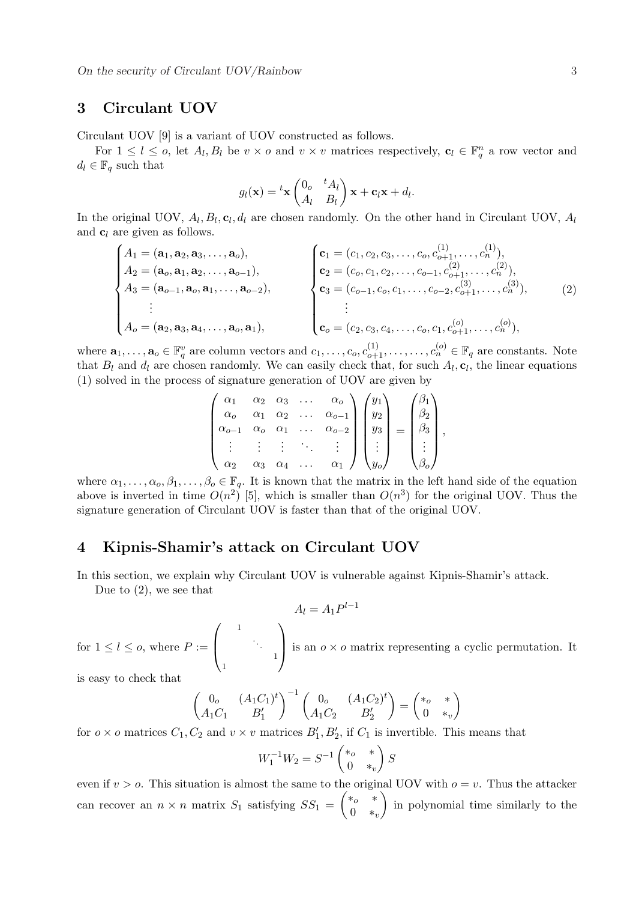## 3 Circulant UOV

Circulant UOV [9] is a variant of UOV constructed as follows.

For $1 \le l \le o$, let $A_l, B_l$ be $v \times o$ and $v \times v$ matrices respectively, $\mathbf{c}_l \in \mathbb{F}_q^n$ a row vector and $d_l \in \mathbb{F}_q$ such that

$$g_l(\mathbf{x}) = {}^t\mathbf{x} \begin{pmatrix} 0_o & {}^tA_l \\ A_l & B_l \end{pmatrix} \mathbf{x} + \mathbf{c}_l \mathbf{x} + d_l.$$

In the original UOV, $A_l, B_l, \mathbf{c}_l, d_l$ are chosen randomly. On the other hand in Circulant UOV, $A_l$ and $\mathbf{c}_l$ are given as follows.

$$\begin{cases} A_1 = (\mathbf{a}_1, \mathbf{a}_2, \mathbf{a}_3, \dots, \mathbf{a}_o), \\ A_2 = (\mathbf{a}_o, \mathbf{a}_1, \mathbf{a}_2, \dots, \mathbf{a}_{o-1}), \\ A_3 = (\mathbf{a}_{o-1}, \mathbf{a}_o, \mathbf{a}_1, \dots, \mathbf{a}_{o-2}), \\ \quad \vdots \\ A_o = (\mathbf{a}_2, \mathbf{a}_3, \mathbf{a}_4, \dots, \mathbf{a}_o, \mathbf{a}_1), \end{cases} \qquad \begin{cases} \mathbf{c}_1 = (c_1, c_2, c_3, \dots, c_o, c_{o+1}^{(1)}, \dots, c_n^{(1)}), \\ \mathbf{c}_2 = (c_o, c_1, c_2, \dots, c_{o-1}, c_{o+1}^{(2)}, \dots, c_n^{(2)}), \\ \mathbf{c}_3 = (c_{o-1}, c_o, c_1, \dots, c_{o-2}, c_{o+1}^{(3)}, \dots, c_n^{(3)}), \\ \quad \vdots \\ \mathbf{c}_o = (c_2, c_3, c_4, \dots, c_o, c_1, c_{o+1}^{(o)}, \dots, c_n^{(o)}), \end{cases} \quad (2)$$

where $\mathbf{a}_1, \dots, \mathbf{a}_o \in \mathbb{F}_q^v$ are column vectors and $c_1, \dots, c_o, c_{o+1}^{(1)}, \dots, \dots, c_n^{(o)} \in \mathbb{F}_q$ are constants. Note that $B_l$ and $d_l$ are chosen randomly. We can easily check that, for such $A_l, \mathbf{c}_l$, the linear equations (1) solved in the process of signature generation of UOV are given by

$$\begin{pmatrix} \alpha_1 & \alpha_2 & \alpha_3 & \dots & \alpha_o \\ \alpha_o & \alpha_1 & \alpha_2 & \dots & \alpha_{o-1} \\ \alpha_{o-1} & \alpha_o & \alpha_1 & \dots & \alpha_{o-2} \\ \vdots & \vdots & \vdots & \ddots & \vdots \\ \alpha_2 & \alpha_3 & \alpha_4 & \dots & \alpha_1 \end{pmatrix} \begin{pmatrix} y_1 \\ y_2 \\ y_3 \\ \vdots \\ y_o \end{pmatrix} = \begin{pmatrix} \beta_1 \\ \beta_2 \\ \beta_3 \\ \vdots \\ \beta_o \end{pmatrix},$$

where $\alpha_1, \dots, \alpha_o, \beta_1, \dots, \beta_o \in \mathbb{F}_q$. It is known that the matrix in the left hand side of the equation above is inverted in time $O(n^2)$ [5], which is smaller than $O(n^3)$ for the original UOV. Thus the signature generation of Circulant UOV is faster than that of the original UOV.

## 4 Kipnis-Shamir's attack on Circulant UOV

In this section, we explain why Circulant UOV is vulnerable against Kipnis-Shamir's attack.

Due to (2), we see that

$$A_l = A_1 P^{l-1}$$

for $1 \le l \le o$, where $P := \begin{pmatrix} & 1 & & \\ & & \ddots & \\ & & & 1 \\ 1 & & & \end{pmatrix}$ is an $o \times o$ matrix representing a cyclic permutation. It is easy to check that

$$\begin{pmatrix} 0_o & (A_1C_1)^t \\ A_1C_1 & B_1' \end{pmatrix}^{-1} \begin{pmatrix} 0_o & (A_1C_2)^t \\ A_1C_2 & B_2' \end{pmatrix} = \begin{pmatrix} *_o & * \\ 0 & *_v \end{pmatrix}$$

for $o \times o$ matrices $C_1, C_2$ and $v \times v$ matrices $B_1', B_2'$, if $C_1$ is invertible. This means that

$$W_1^{-1} W_2 = S^{-1} \begin{pmatrix} *_o & * \\ 0 & *_v \end{pmatrix} S$$

even if $v > o$. This situation is almost the same to the original UOV with $o = v$. Thus the attacker can recover an $n \times n$ matrix $S_1$ satisfying $SS_1 = \begin{pmatrix} *_o & * \\ 0 & *_v \end{pmatrix}$ in polynomial time similarly to the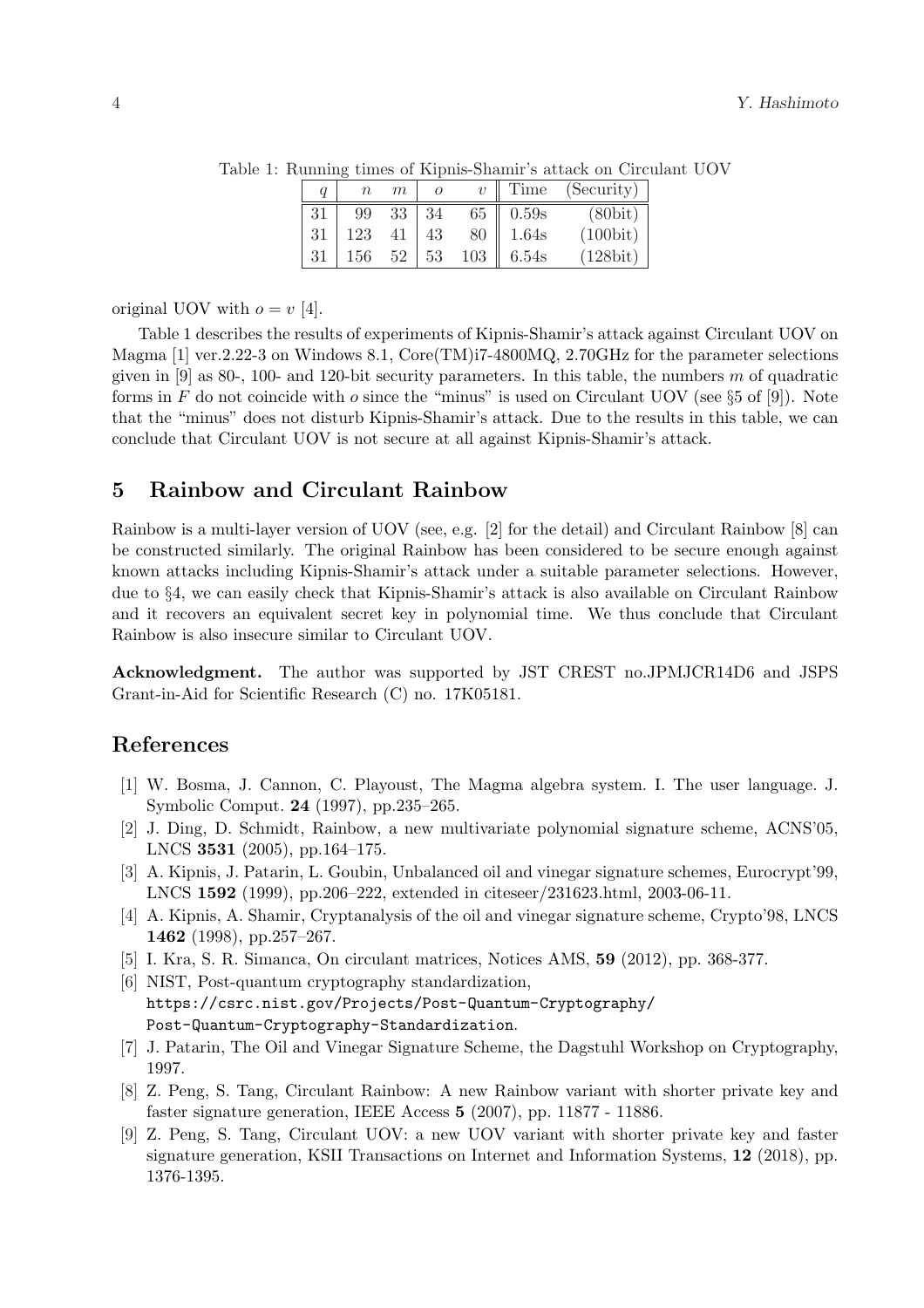Table 1: Running times of Kipnis-Shamir's attack on Circulant UOV

| $q$ | $n$ | $m$ | $o$ | $v$ | Time | (Security) |
|---|---|---|---|---|---|---|
| 31 | 99 | 33 | 34 | 65 | 0.59s | (80bit) |
| 31 | 123 | 41 | 43 | 80 | 1.64s | (100bit) |
| 31 | 156 | 52 | 53 | 103 | 6.54s | (128bit) |

original UOV with $o = v$ [4].

Table 1 describes the results of experiments of Kipnis-Shamir's attack against Circulant UOV on Magma [1] ver.2.22-3 on Windows 8.1, Core(TM)i7-4800MQ, 2.70GHz for the parameter selections given in [9] as 80-, 100- and 120-bit security parameters. In this table, the numbers $m$ of quadratic forms in $F$ do not coincide with $o$ since the "minus" is used on Circulant UOV (see §5 of [9]). Note that the "minus" does not disturb Kipnis-Shamir's attack. Due to the results in this table, we can conclude that Circulant UOV is not secure at all against Kipnis-Shamir's attack.

## 5 Rainbow and Circulant Rainbow

Rainbow is a multi-layer version of UOV (see, e.g. [2] for the detail) and Circulant Rainbow [8] can be constructed similarly. The original Rainbow has been considered to be secure enough against known attacks including Kipnis-Shamir's attack under a suitable parameter selections. However, due to §4, we can easily check that Kipnis-Shamir's attack is also available on Circulant Rainbow and it recovers an equivalent secret key in polynomial time. We thus conclude that Circulant Rainbow is also insecure similar to Circulant UOV.

**Acknowledgment.** The author was supported by JST CREST no.JPMJCR14D6 and JSPS Grant-in-Aid for Scientific Research (C) no. 17K05181.

## References

[1] W. Bosma, J. Cannon, C. Playoust, The Magma algebra system. I. The user language. J. Symbolic Comput. **24** (1997), pp.235–265.

[2] J. Ding, D. Schmidt, Rainbow, a new multivariate polynomial signature scheme, ACNS'05, LNCS **3531** (2005), pp.164–175.

[3] A. Kipnis, J. Patarin, L. Goubin, Unbalanced oil and vinegar signature schemes, Eurocrypt'99, LNCS **1592** (1999), pp.206–222, extended in citeseer/231623.html, 2003-06-11.

[4] A. Kipnis, A. Shamir, Cryptanalysis of the oil and vinegar signature scheme, Crypto'98, LNCS **1462** (1998), pp.257–267.

[5] I. Kra, S. R. Simanca, On circulant matrices, Notices AMS, **59** (2012), pp. 368-377.

[6] NIST, Post-quantum cryptography standardization, https://csrc.nist.gov/Projects/Post-Quantum-Cryptography/Post-Quantum-Cryptography-Standardization.

[7] J. Patarin, The Oil and Vinegar Signature Scheme, the Dagstuhl Workshop on Cryptography, 1997.

[8] Z. Peng, S. Tang, Circulant Rainbow: A new Rainbow variant with shorter private key and faster signature generation, IEEE Access **5** (2007), pp. 11877 - 11886.

[9] Z. Peng, S. Tang, Circulant UOV: a new UOV variant with shorter private key and faster signature generation, KSII Transactions on Internet and Information Systems, **12** (2018), pp. 1376-1395.